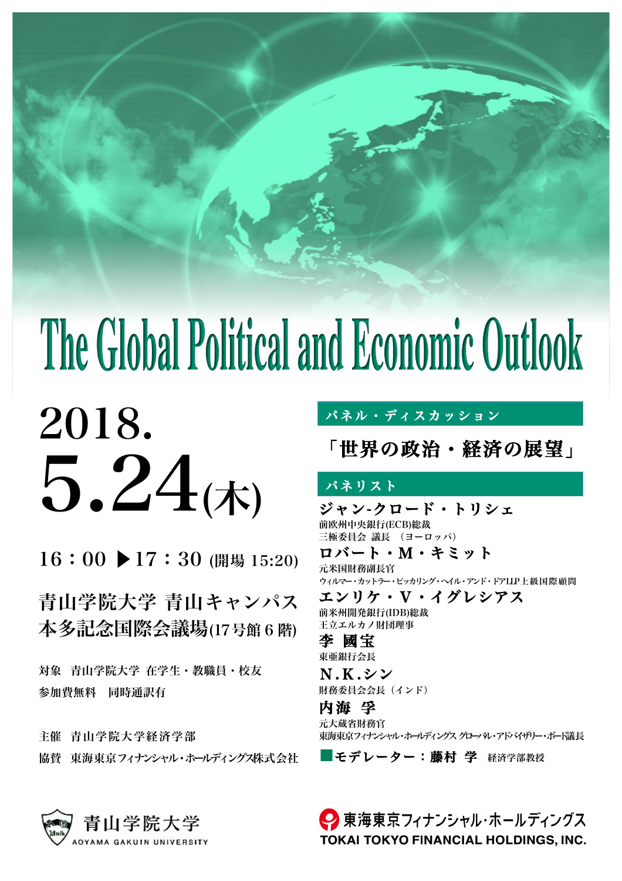# The Global Political and Economic Outlook

## 2018.
## 5.24(木)

16：00 ▶17：30 (開場 15:20)

**青山学院大学 青山キャンパス**
**本多記念国際会議場(17号館 6 階)**

対象　青山学院大学 在学生・教職員・校友

参加費無料　同時通訳有

主催　青山学院大学経済学部

協賛　東海東京フィナンシャル・ホールディングス株式会社

### パネル・ディスカッション

**「世界の政治・経済の展望」**

### パネリスト

**ジャン-クロード・トリシェ**
前欧州中央銀行(ECB)総裁
三極委員会 議長 （ヨーロッパ）

**ロバート・M・キミット**
元米国財務副長官
ウィルマー・カットラー・ピッカリング・ヘイル・アンド・ドアLLP 上級国際顧問

**エンリケ・V・イグレシアス**
前米州開発銀行(IDB)総裁
王立エルカノ財団理事

**李 國宝**
東亜銀行会長

**N.K.シン**
財務委員会会長（インド）

**内海 孚**
元大蔵省財務官
東海東京フィナンシャル・ホールディングス グローバル・アドバイザリー・ボード議長

■**モデレーター：藤村 学** 経済学部教授

青山学院大学
AOYAMA GAKUIN UNIVERSITY

東海東京フィナンシャル・ホールディングス
TOKAI TOKYO FINANCIAL HOLDINGS, INC.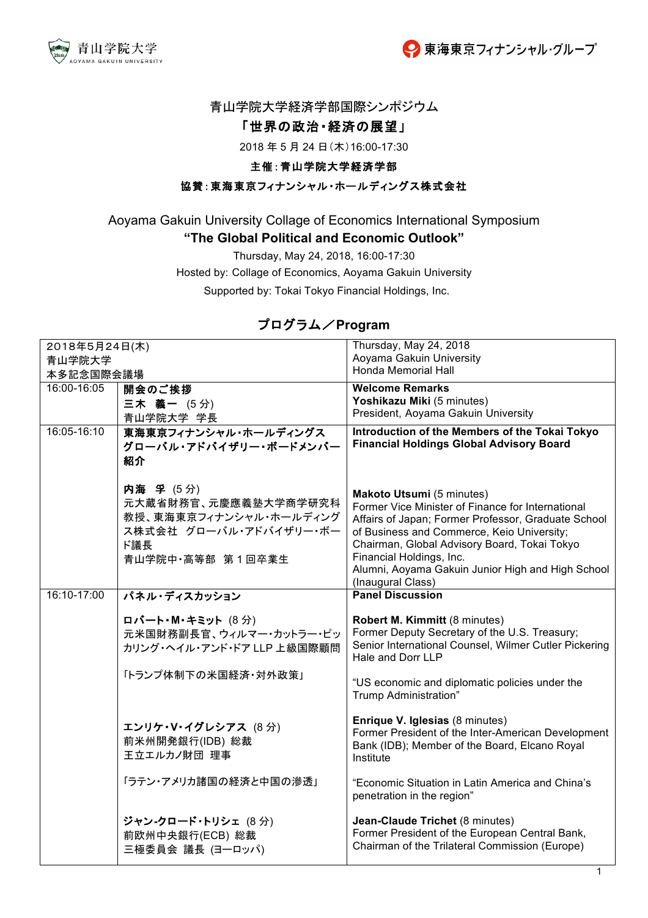青山学院大学経済学部国際シンポジウム

# 「世界の政治・経済の展望」

2018 年 5 月 24 日(木)16:00-17:30

**主催：青山学院大学経済学部**

**協賛：東海東京フィナンシャル・ホールディングス株式会社**

Aoyama Gakuin University Collage of Economics International Symposium

# "The Global Political and Economic Outlook"

Thursday, May 24, 2018, 16:00-17:30

Hosted by: Collage of Economics, Aoyama Gakuin University

Supported by: Tokai Tokyo Financial Holdings, Inc.

## プログラム／Program

| 2018年5月24日(木)<br>青山学院大学<br>本多記念国際会議場 | | Thursday, May 24, 2018<br>Aoyama Gakuin University<br>Honda Memorial Hall |
|---|---|---|
| 16:00-16:05 | **開会のご挨拶**<br>**三木　義一** (5 分)<br>青山学院大学　学長 | **Welcome Remarks**<br>**Yoshikazu Miki** (5 minutes)<br>President, Aoyama Gakuin University |
| 16:05-16:10 | **東海東京フィナンシャル・ホールディングス グローバル・アドバイザリー・ボードメンバー紹介**<br><br>**内海　孚** (5 分)<br>元大蔵省財務官、元慶應義塾大学商学研究科教授、東海東京フィナンシャル・ホールディングス株式会社　グローバル・アドバイザリー・ボード議長<br>青山学院中・高等部　第 1 回卒業生 | **Introduction of the Members of the Tokai Tokyo Financial Holdings Global Advisory Board**<br><br>**Makoto Utsumi** (5 minutes)<br>Former Vice Minister of Finance for International Affairs of Japan; Former Professor, Graduate School of Business and Commerce, Keio University; Chairman, Global Advisory Board, Tokai Tokyo Financial Holdings, Inc.<br>Alumni, Aoyama Gakuin Junior High and High School (Inaugural Class) |
| 16:10-17:00 | **パネル・ディスカッション**<br><br>**ロバート・M・キミット** (8 分)<br>元米国財務副長官、ウィルマー・カットラー・ピッカリング・ヘイル・アンド・ドア LLP 上級国際顧問<br><br>「トランプ体制下の米国経済・対外政策」<br><br>**エンリケ・V・イグレシアス** (8 分)<br>前米州開発銀行(IDB) 総裁<br>王立エルカノ財団　理事<br><br>「ラテン・アメリカ諸国の経済と中国の滲透」<br><br>**ジャン-クロード・トリシェ** (8 分)<br>前欧州中央銀行(ECB) 総裁<br>三極委員会　議長 (ヨーロッパ) | **Panel Discussion**<br><br>**Robert M. Kimmitt** (8 minutes)<br>Former Deputy Secretary of the U.S. Treasury; Senior International Counsel, Wilmer Cutler Pickering Hale and Dorr LLP<br><br>"US economic and diplomatic policies under the Trump Administration"<br><br>**Enrique V. Iglesias** (8 minutes)<br>Former President of the Inter-American Development Bank (IDB); Member of the Board, Elcano Royal Institute<br><br>"Economic Situation in Latin America and China's penetration in the region"<br><br>**Jean-Claude Trichet** (8 minutes)<br>Former President of the European Central Bank, Chairman of the Trilateral Commission (Europe) |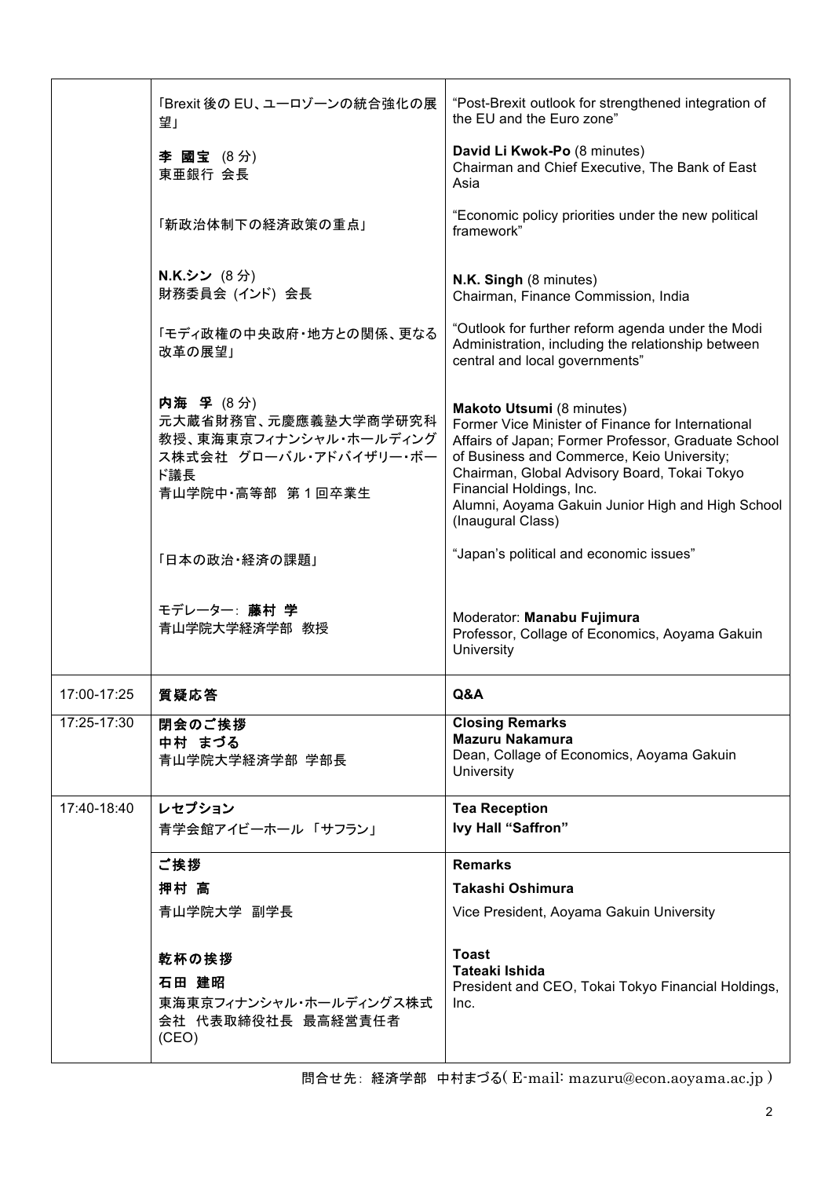| | | |
|---|---|---|
| | 「Brexit 後の EU、ユーロゾーンの統合強化の展望」<br><br>**李 國宝** (8 分)<br>東亜銀行 会長<br><br>「新政治体制下の経済政策の重点」<br><br>**N.K.シン** (8 分)<br>財務委員会 (インド) 会長<br><br>「モディ政権の中央政府・地方との関係、更なる改革の展望」<br><br>**内海 孚** (8 分)<br>元大蔵省財務官、元慶應義塾大学商学研究科教授、東海東京フィナンシャル・ホールディングス株式会社 グローバル・アドバイザリー・ボード議長<br>青山学院中・高等部 第 1 回卒業生<br><br>「日本の政治・経済の課題」<br><br>モデレーター: **藤村 学**<br>青山学院大学経済学部 教授 | "Post-Brexit outlook for strengthened integration of the EU and the Euro zone"<br><br>**David Li Kwok-Po** (8 minutes)<br>Chairman and Chief Executive, The Bank of East Asia<br><br>"Economic policy priorities under the new political framework"<br><br>**N.K. Singh** (8 minutes)<br>Chairman, Finance Commission, India<br><br>"Outlook for further reform agenda under the Modi Administration, including the relationship between central and local governments"<br><br>**Makoto Utsumi** (8 minutes)<br>Former Vice Minister of Finance for International Affairs of Japan; Former Professor, Graduate School of Business and Commerce, Keio University; Chairman, Global Advisory Board, Tokai Tokyo Financial Holdings, Inc.<br>Alumni, Aoyama Gakuin Junior High and High School (Inaugural Class)<br><br>"Japan's political and economic issues"<br><br>Moderator: **Manabu Fujimura**<br>Professor, Collage of Economics, Aoyama Gakuin University |
| 17:00-17:25 | **質疑応答** | **Q&A** |
| 17:25-17:30 | **閉会のご挨拶**<br>**中村 まづる**<br>青山学院大学経済学部 学部長 | **Closing Remarks**<br>**Mazuru Nakamura**<br>Dean, Collage of Economics, Aoyama Gakuin University |
| 17:40-18:40 | **レセプション**<br>青学会館アイビーホール 「サフラン」 | **Tea Reception**<br>**Ivy Hall "Saffron"** |
| | **ご挨拶**<br>**押村 高**<br>青山学院大学 副学長<br><br>**乾杯の挨拶**<br>**石田 建昭**<br>東海東京フィナンシャル・ホールディングス株式会社 代表取締役社長 最高経営責任者 (CEO) | **Remarks**<br>**Takashi Oshimura**<br>Vice President, Aoyama Gakuin University<br><br>**Toast**<br>**Tateaki Ishida**<br>President and CEO, Tokai Tokyo Financial Holdings, Inc. |

問合せ先: 経済学部 中村まづる( E-mail: mazuru@econ.aoyama.ac.jp )